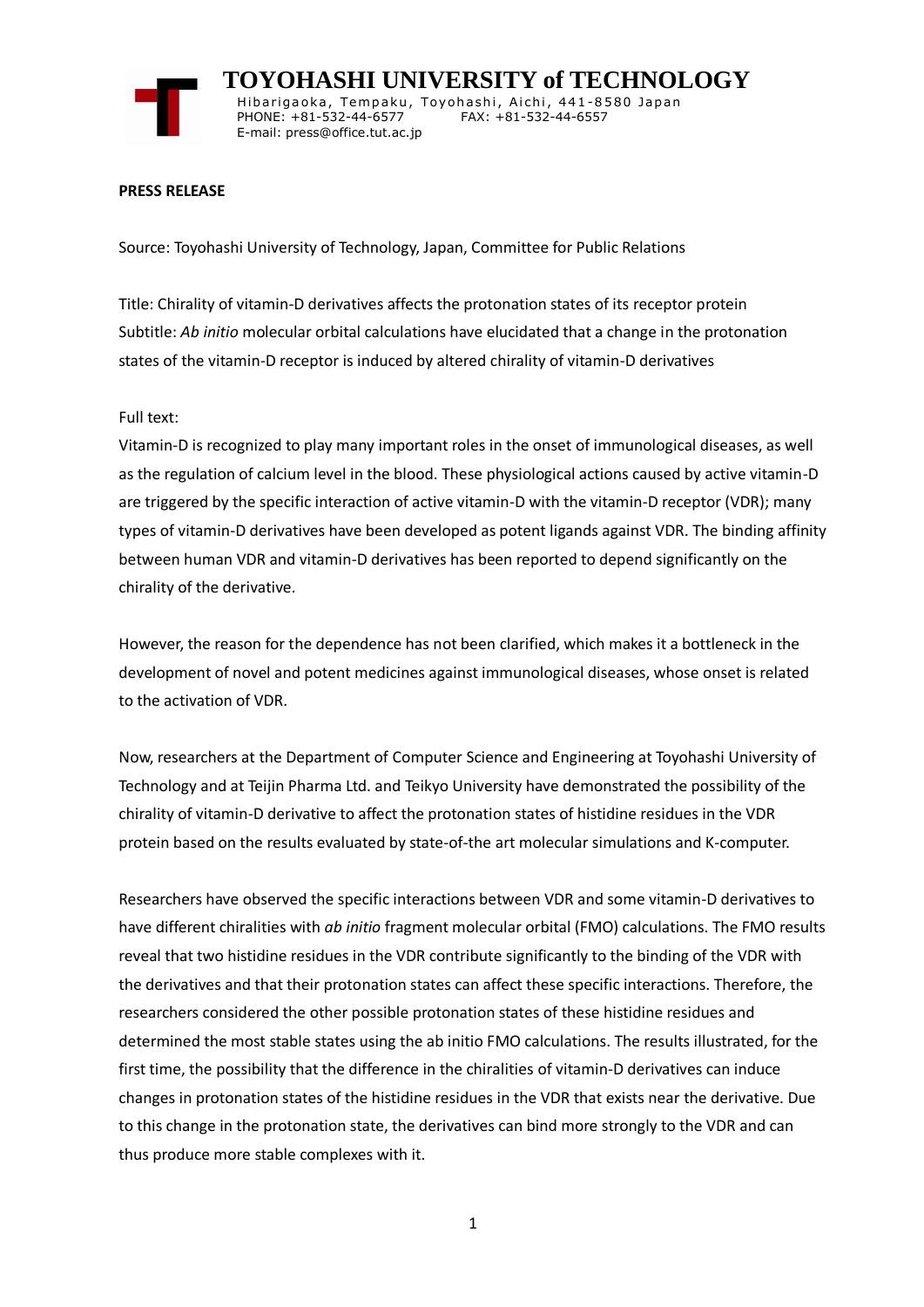# TOYOHASHI UNIVERSITY of TECHNOLOGY

Hibarigaoka, Tempaku, Toyohashi, Aichi, 441-8580 Japan
PHONE: +81-532-44-6577 FAX: +81-532-44-6557
E-mail: press@office.tut.ac.jp

**PRESS RELEASE**

Source: Toyohashi University of Technology, Japan, Committee for Public Relations

Title: Chirality of vitamin-D derivatives affects the protonation states of its receptor protein
Subtitle: *Ab initio* molecular orbital calculations have elucidated that a change in the protonation states of the vitamin-D receptor is induced by altered chirality of vitamin-D derivatives

Full text:
Vitamin-D is recognized to play many important roles in the onset of immunological diseases, as well as the regulation of calcium level in the blood. These physiological actions caused by active vitamin-D are triggered by the specific interaction of active vitamin-D with the vitamin-D receptor (VDR); many types of vitamin-D derivatives have been developed as potent ligands against VDR. The binding affinity between human VDR and vitamin-D derivatives has been reported to depend significantly on the chirality of the derivative.

However, the reason for the dependence has not been clarified, which makes it a bottleneck in the development of novel and potent medicines against immunological diseases, whose onset is related to the activation of VDR.

Now, researchers at the Department of Computer Science and Engineering at Toyohashi University of Technology and at Teijin Pharma Ltd. and Teikyo University have demonstrated the possibility of the chirality of vitamin-D derivative to affect the protonation states of histidine residues in the VDR protein based on the results evaluated by state-of-the art molecular simulations and K-computer.

Researchers have observed the specific interactions between VDR and some vitamin-D derivatives to have different chiralities with *ab initio* fragment molecular orbital (FMO) calculations. The FMO results reveal that two histidine residues in the VDR contribute significantly to the binding of the VDR with the derivatives and that their protonation states can affect these specific interactions. Therefore, the researchers considered the other possible protonation states of these histidine residues and determined the most stable states using the ab initio FMO calculations. The results illustrated, for the first time, the possibility that the difference in the chiralities of vitamin-D derivatives can induce changes in protonation states of the histidine residues in the VDR that exists near the derivative. Due to this change in the protonation state, the derivatives can bind more strongly to the VDR and can thus produce more stable complexes with it.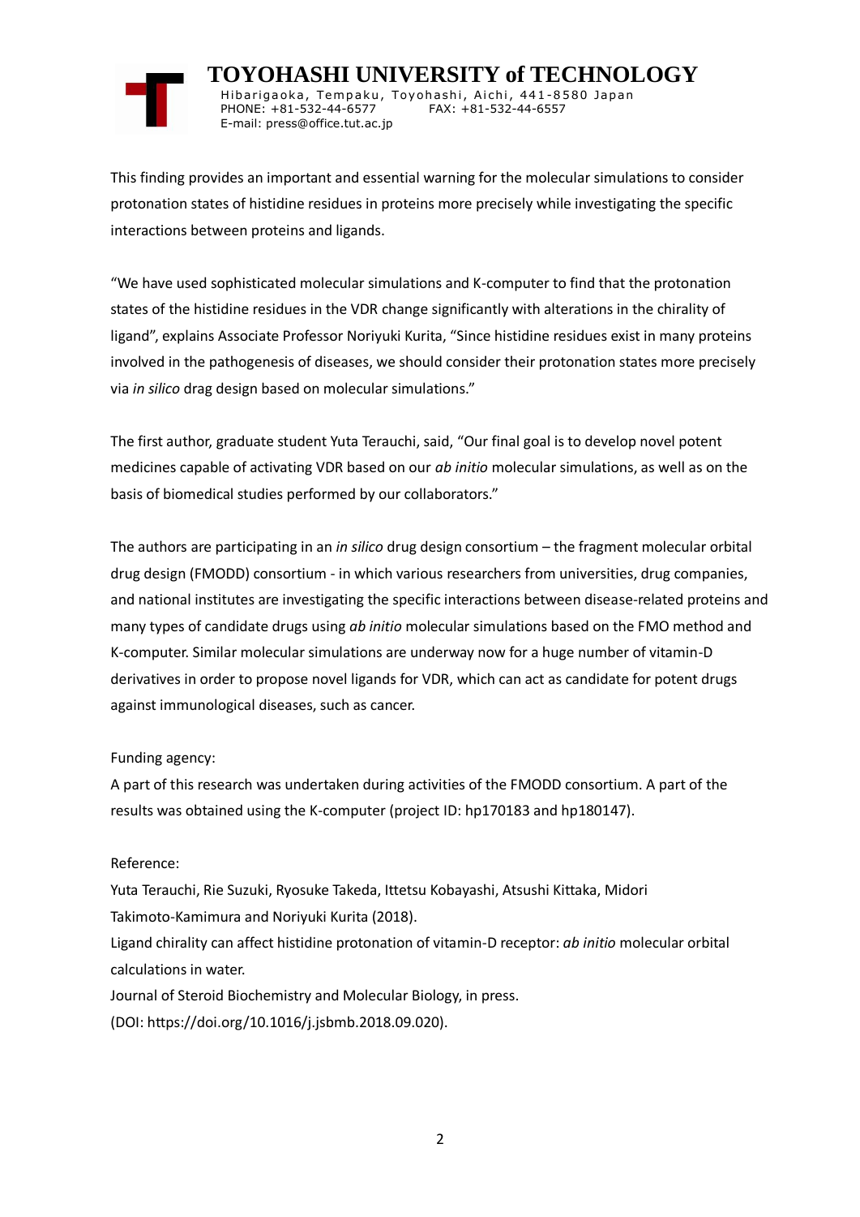This finding provides an important and essential warning for the molecular simulations to consider protonation states of histidine residues in proteins more precisely while investigating the specific interactions between proteins and ligands.

"We have used sophisticated molecular simulations and K-computer to find that the protonation states of the histidine residues in the VDR change significantly with alterations in the chirality of ligand", explains Associate Professor Noriyuki Kurita, "Since histidine residues exist in many proteins involved in the pathogenesis of diseases, we should consider their protonation states more precisely via *in silico* drag design based on molecular simulations."

The first author, graduate student Yuta Terauchi, said, "Our final goal is to develop novel potent medicines capable of activating VDR based on our *ab initio* molecular simulations, as well as on the basis of biomedical studies performed by our collaborators."

The authors are participating in an *in silico* drug design consortium – the fragment molecular orbital drug design (FMODD) consortium - in which various researchers from universities, drug companies, and national institutes are investigating the specific interactions between disease-related proteins and many types of candidate drugs using *ab initio* molecular simulations based on the FMO method and K-computer. Similar molecular simulations are underway now for a huge number of vitamin-D derivatives in order to propose novel ligands for VDR, which can act as candidate for potent drugs against immunological diseases, such as cancer.

Funding agency:

A part of this research was undertaken during activities of the FMODD consortium. A part of the results was obtained using the K-computer (project ID: hp170183 and hp180147).

Reference:

Yuta Terauchi, Rie Suzuki, Ryosuke Takeda, Ittetsu Kobayashi, Atsushi Kittaka, Midori Takimoto-Kamimura and Noriyuki Kurita (2018).

Ligand chirality can affect histidine protonation of vitamin-D receptor: *ab initio* molecular orbital calculations in water.

Journal of Steroid Biochemistry and Molecular Biology, in press.

(DOI: https://doi.org/10.1016/j.jsbmb.2018.09.020).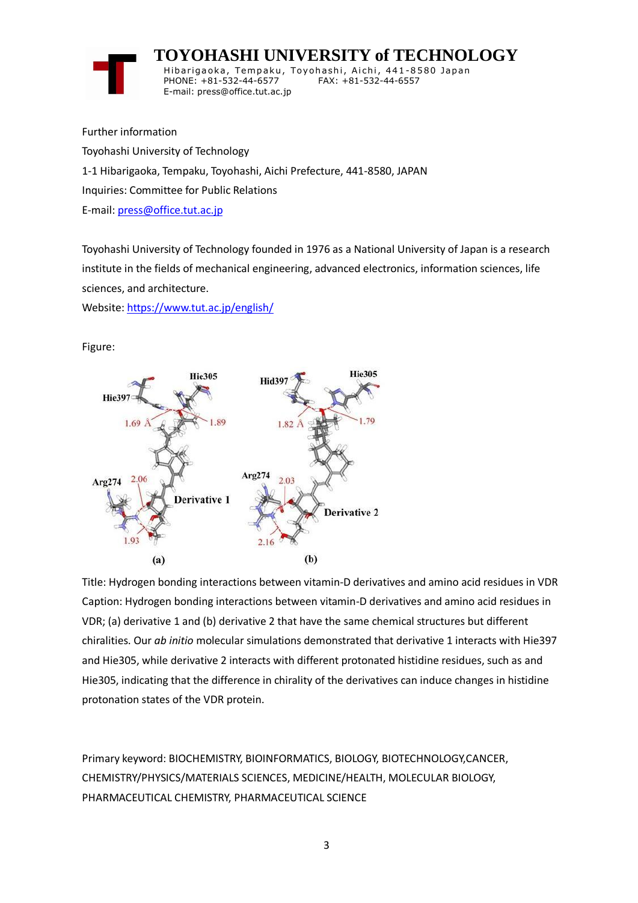Further information

Toyohashi University of Technology

1-1 Hibarigaoka, Tempaku, Toyohashi, Aichi Prefecture, 441-8580, JAPAN

Inquiries: Committee for Public Relations

E-mail: press@office.tut.ac.jp

Toyohashi University of Technology founded in 1976 as a National University of Japan is a research institute in the fields of mechanical engineering, advanced electronics, information sciences, life sciences, and architecture.

Website: https://www.tut.ac.jp/english/

Figure:

Hie397
Hie305
1.69 Å
1.89
Arg274
2.06
Derivative 1
1.93
(a)

Hid397
Hie305
1.82 Å
1.79
Arg274
2.03
Derivative 2
2.16
(b)

Title: Hydrogen bonding interactions between vitamin-D derivatives and amino acid residues in VDR

Caption: Hydrogen bonding interactions between vitamin-D derivatives and amino acid residues in VDR; (a) derivative 1 and (b) derivative 2 that have the same chemical structures but different chiralities. Our *ab initio* molecular simulations demonstrated that derivative 1 interacts with Hie397 and Hie305, while derivative 2 interacts with different protonated histidine residues, such as and Hie305, indicating that the difference in chirality of the derivatives can induce changes in histidine protonation states of the VDR protein.

Primary keyword: BIOCHEMISTRY, BIOINFORMATICS, BIOLOGY, BIOTECHNOLOGY,CANCER, CHEMISTRY/PHYSICS/MATERIALS SCIENCES, MEDICINE/HEALTH, MOLECULAR BIOLOGY, PHARMACEUTICAL CHEMISTRY, PHARMACEUTICAL SCIENCE